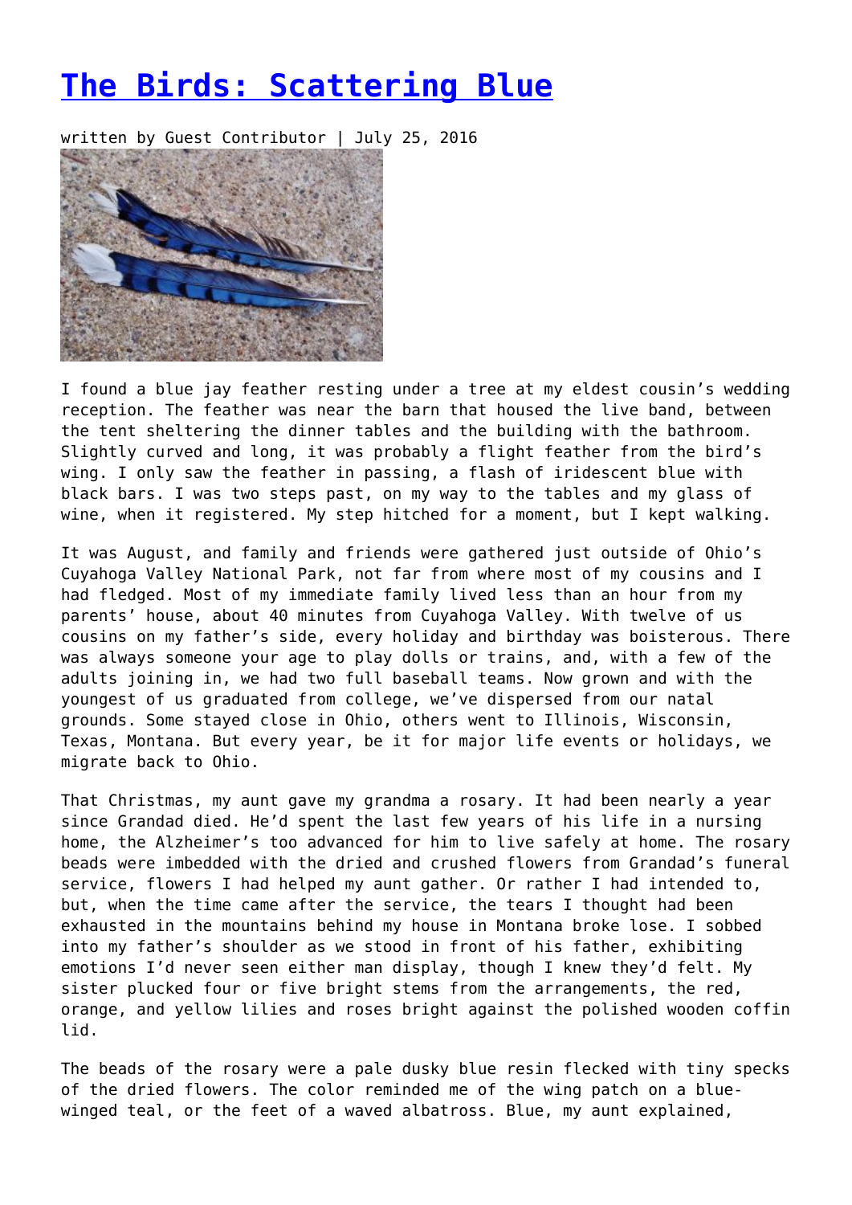# [The Birds: Scattering Blue]()

written by Guest Contributor | July 25, 2016

I found a blue jay feather resting under a tree at my eldest cousin's wedding reception. The feather was near the barn that housed the live band, between the tent sheltering the dinner tables and the building with the bathroom. Slightly curved and long, it was probably a flight feather from the bird's wing. I only saw the feather in passing, a flash of iridescent blue with black bars. I was two steps past, on my way to the tables and my glass of wine, when it registered. My step hitched for a moment, but I kept walking.

It was August, and family and friends were gathered just outside of Ohio's Cuyahoga Valley National Park, not far from where most of my cousins and I had fledged. Most of my immediate family lived less than an hour from my parents' house, about 40 minutes from Cuyahoga Valley. With twelve of us cousins on my father's side, every holiday and birthday was boisterous. There was always someone your age to play dolls or trains, and, with a few of the adults joining in, we had two full baseball teams. Now grown and with the youngest of us graduated from college, we've dispersed from our natal grounds. Some stayed close in Ohio, others went to Illinois, Wisconsin, Texas, Montana. But every year, be it for major life events or holidays, we migrate back to Ohio.

That Christmas, my aunt gave my grandma a rosary. It had been nearly a year since Grandad died. He'd spent the last few years of his life in a nursing home, the Alzheimer's too advanced for him to live safely at home. The rosary beads were imbedded with the dried and crushed flowers from Grandad's funeral service, flowers I had helped my aunt gather. Or rather I had intended to, but, when the time came after the service, the tears I thought had been exhausted in the mountains behind my house in Montana broke lose. I sobbed into my father's shoulder as we stood in front of his father, exhibiting emotions I'd never seen either man display, though I knew they'd felt. My sister plucked four or five bright stems from the arrangements, the red, orange, and yellow lilies and roses bright against the polished wooden coffin lid.

The beads of the rosary were a pale dusky blue resin flecked with tiny specks of the dried flowers. The color reminded me of the wing patch on a blue-winged teal, or the feet of a waved albatross. Blue, my aunt explained,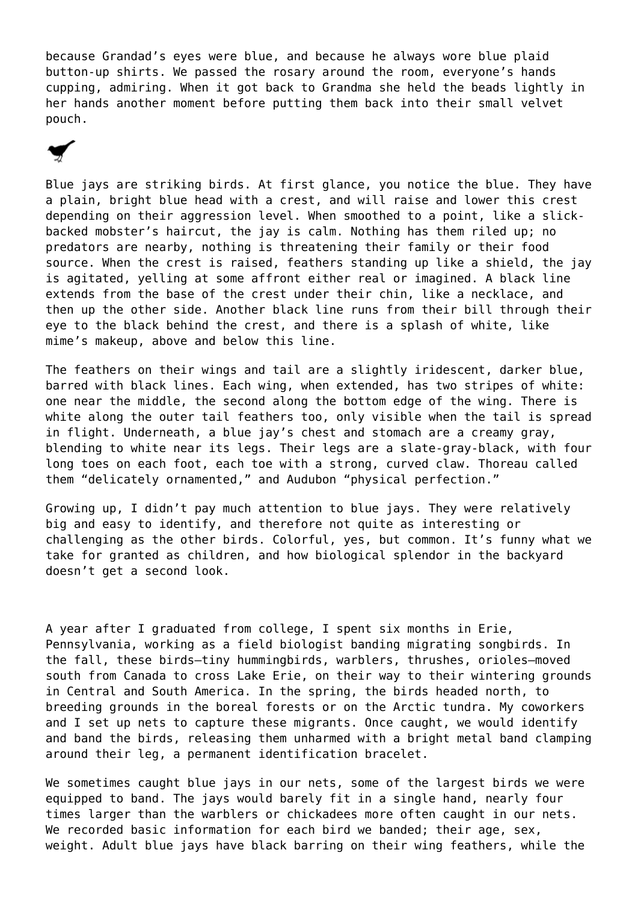because Grandad's eyes were blue, and because he always wore blue plaid button-up shirts. We passed the rosary around the room, everyone's hands cupping, admiring. When it got back to Grandma she held the beads lightly in her hands another moment before putting them back into their small velvet pouch.

Blue jays are striking birds. At first glance, you notice the blue. They have a plain, bright blue head with a crest, and will raise and lower this crest depending on their aggression level. When smoothed to a point, like a slick-backed mobster's haircut, the jay is calm. Nothing has them riled up; no predators are nearby, nothing is threatening their family or their food source. When the crest is raised, feathers standing up like a shield, the jay is agitated, yelling at some affront either real or imagined. A black line extends from the base of the crest under their chin, like a necklace, and then up the other side. Another black line runs from their bill through their eye to the black behind the crest, and there is a splash of white, like mime's makeup, above and below this line.

The feathers on their wings and tail are a slightly iridescent, darker blue, barred with black lines. Each wing, when extended, has two stripes of white: one near the middle, the second along the bottom edge of the wing. There is white along the outer tail feathers too, only visible when the tail is spread in flight. Underneath, a blue jay's chest and stomach are a creamy gray, blending to white near its legs. Their legs are a slate-gray-black, with four long toes on each foot, each toe with a strong, curved claw. Thoreau called them "delicately ornamented," and Audubon "physical perfection."

Growing up, I didn't pay much attention to blue jays. They were relatively big and easy to identify, and therefore not quite as interesting or challenging as the other birds. Colorful, yes, but common. It's funny what we take for granted as children, and how biological splendor in the backyard doesn't get a second look.

A year after I graduated from college, I spent six months in Erie, Pennsylvania, working as a field biologist banding migrating songbirds. In the fall, these birds—tiny hummingbirds, warblers, thrushes, orioles—moved south from Canada to cross Lake Erie, on their way to their wintering grounds in Central and South America. In the spring, the birds headed north, to breeding grounds in the boreal forests or on the Arctic tundra. My coworkers and I set up nets to capture these migrants. Once caught, we would identify and band the birds, releasing them unharmed with a bright metal band clamping around their leg, a permanent identification bracelet.

We sometimes caught blue jays in our nets, some of the largest birds we were equipped to band. The jays would barely fit in a single hand, nearly four times larger than the warblers or chickadees more often caught in our nets. We recorded basic information for each bird we banded; their age, sex, weight. Adult blue jays have black barring on their wing feathers, while the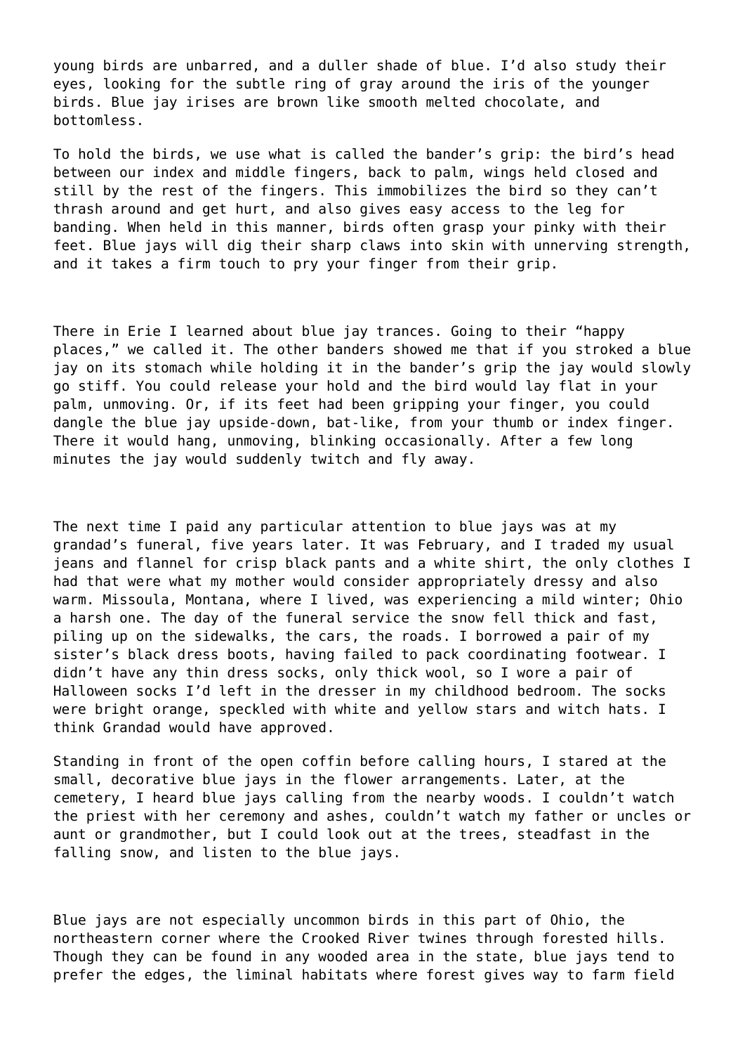young birds are unbarred, and a duller shade of blue. I'd also study their eyes, looking for the subtle ring of gray around the iris of the younger birds. Blue jay irises are brown like smooth melted chocolate, and bottomless.

To hold the birds, we use what is called the bander's grip: the bird's head between our index and middle fingers, back to palm, wings held closed and still by the rest of the fingers. This immobilizes the bird so they can't thrash around and get hurt, and also gives easy access to the leg for banding. When held in this manner, birds often grasp your pinky with their feet. Blue jays will dig their sharp claws into skin with unnerving strength, and it takes a firm touch to pry your finger from their grip.

There in Erie I learned about blue jay trances. Going to their "happy places," we called it. The other banders showed me that if you stroked a blue jay on its stomach while holding it in the bander's grip the jay would slowly go stiff. You could release your hold and the bird would lay flat in your palm, unmoving. Or, if its feet had been gripping your finger, you could dangle the blue jay upside-down, bat-like, from your thumb or index finger. There it would hang, unmoving, blinking occasionally. After a few long minutes the jay would suddenly twitch and fly away.

The next time I paid any particular attention to blue jays was at my grandad's funeral, five years later. It was February, and I traded my usual jeans and flannel for crisp black pants and a white shirt, the only clothes I had that were what my mother would consider appropriately dressy and also warm. Missoula, Montana, where I lived, was experiencing a mild winter; Ohio a harsh one. The day of the funeral service the snow fell thick and fast, piling up on the sidewalks, the cars, the roads. I borrowed a pair of my sister's black dress boots, having failed to pack coordinating footwear. I didn't have any thin dress socks, only thick wool, so I wore a pair of Halloween socks I'd left in the dresser in my childhood bedroom. The socks were bright orange, speckled with white and yellow stars and witch hats. I think Grandad would have approved.

Standing in front of the open coffin before calling hours, I stared at the small, decorative blue jays in the flower arrangements. Later, at the cemetery, I heard blue jays calling from the nearby woods. I couldn't watch the priest with her ceremony and ashes, couldn't watch my father or uncles or aunt or grandmother, but I could look out at the trees, steadfast in the falling snow, and listen to the blue jays.

Blue jays are not especially uncommon birds in this part of Ohio, the northeastern corner where the Crooked River twines through forested hills. Though they can be found in any wooded area in the state, blue jays tend to prefer the edges, the liminal habitats where forest gives way to farm field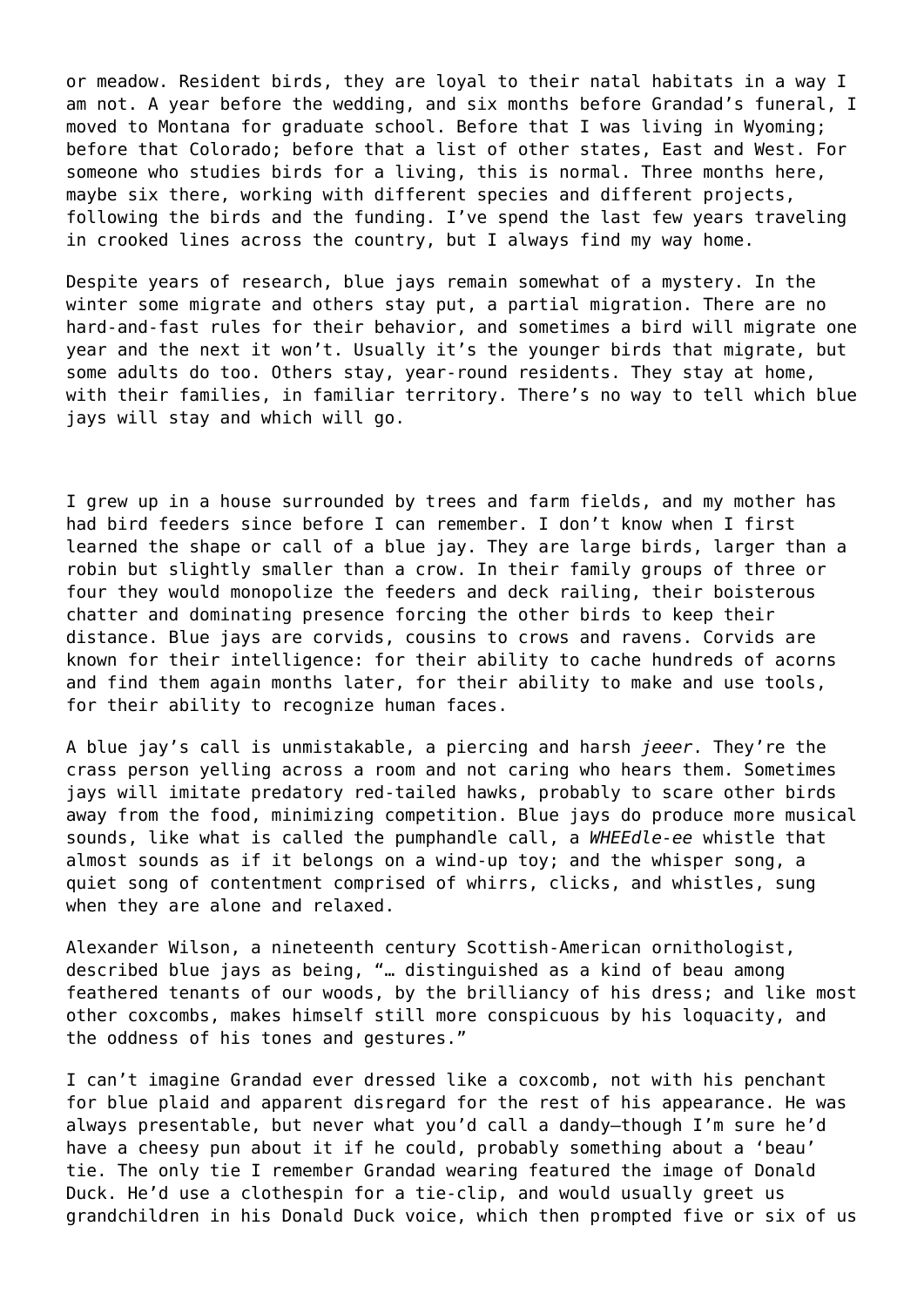or meadow. Resident birds, they are loyal to their natal habitats in a way I am not. A year before the wedding, and six months before Grandad's funeral, I moved to Montana for graduate school. Before that I was living in Wyoming; before that Colorado; before that a list of other states, East and West. For someone who studies birds for a living, this is normal. Three months here, maybe six there, working with different species and different projects, following the birds and the funding. I've spend the last few years traveling in crooked lines across the country, but I always find my way home.

Despite years of research, blue jays remain somewhat of a mystery. In the winter some migrate and others stay put, a partial migration. There are no hard-and-fast rules for their behavior, and sometimes a bird will migrate one year and the next it won't. Usually it's the younger birds that migrate, but some adults do too. Others stay, year-round residents. They stay at home, with their families, in familiar territory. There's no way to tell which blue jays will stay and which will go.

I grew up in a house surrounded by trees and farm fields, and my mother has had bird feeders since before I can remember. I don't know when I first learned the shape or call of a blue jay. They are large birds, larger than a robin but slightly smaller than a crow. In their family groups of three or four they would monopolize the feeders and deck railing, their boisterous chatter and dominating presence forcing the other birds to keep their distance. Blue jays are corvids, cousins to crows and ravens. Corvids are known for their intelligence: for their ability to cache hundreds of acorns and find them again months later, for their ability to make and use tools, for their ability to recognize human faces.

A blue jay's call is unmistakable, a piercing and harsh *jeeer*. They're the crass person yelling across a room and not caring who hears them. Sometimes jays will imitate predatory red-tailed hawks, probably to scare other birds away from the food, minimizing competition. Blue jays do produce more musical sounds, like what is called the pumphandle call, a *WHEEdle-ee* whistle that almost sounds as if it belongs on a wind-up toy; and the whisper song, a quiet song of contentment comprised of whirrs, clicks, and whistles, sung when they are alone and relaxed.

Alexander Wilson, a nineteenth century Scottish-American ornithologist, described blue jays as being, "… distinguished as a kind of beau among feathered tenants of our woods, by the brilliancy of his dress; and like most other coxcombs, makes himself still more conspicuous by his loquacity, and the oddness of his tones and gestures."

I can't imagine Grandad ever dressed like a coxcomb, not with his penchant for blue plaid and apparent disregard for the rest of his appearance. He was always presentable, but never what you'd call a dandy—though I'm sure he'd have a cheesy pun about it if he could, probably something about a 'beau' tie. The only tie I remember Grandad wearing featured the image of Donald Duck. He'd use a clothespin for a tie-clip, and would usually greet us grandchildren in his Donald Duck voice, which then prompted five or six of us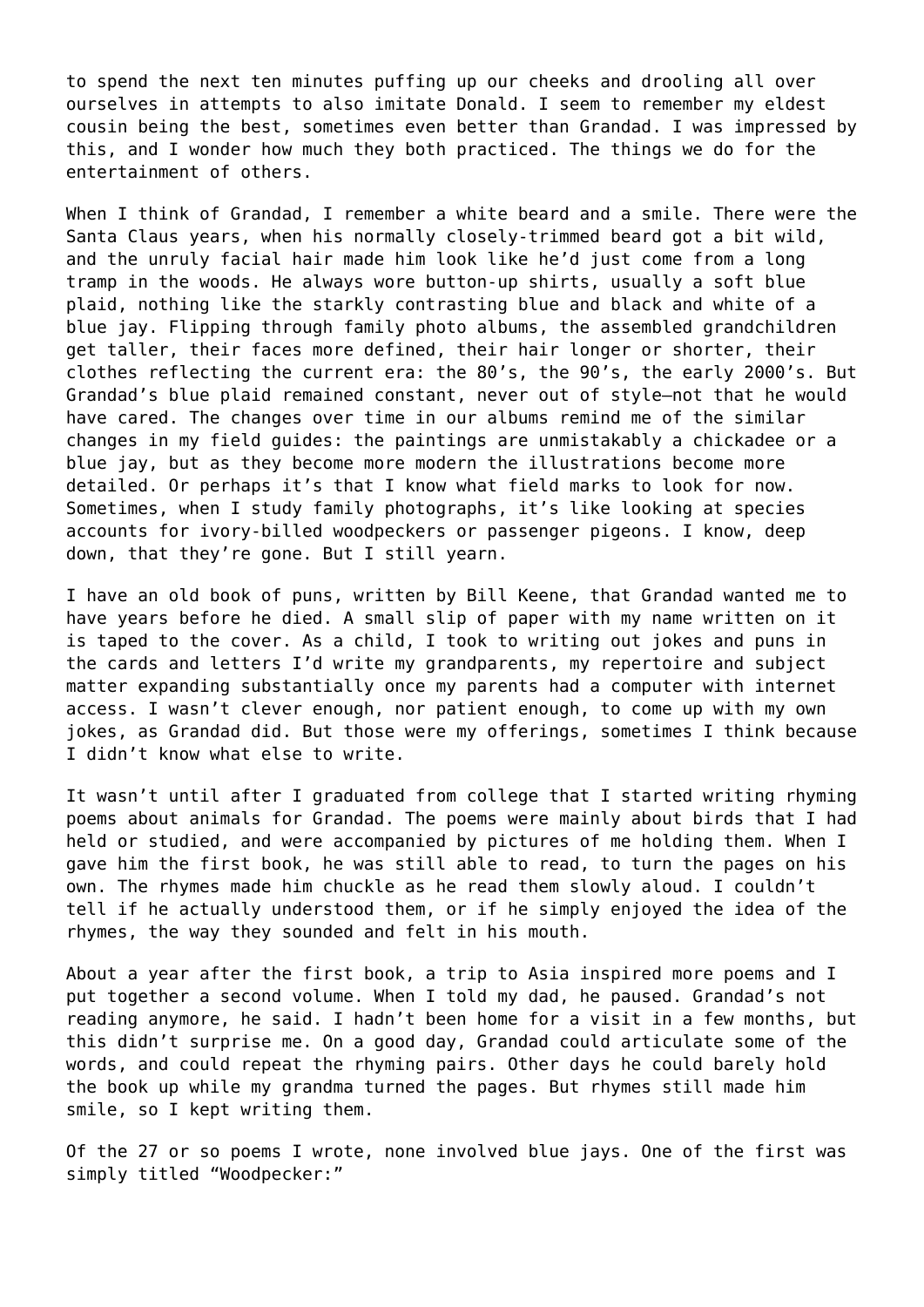to spend the next ten minutes puffing up our cheeks and drooling all over ourselves in attempts to also imitate Donald. I seem to remember my eldest cousin being the best, sometimes even better than Grandad. I was impressed by this, and I wonder how much they both practiced. The things we do for the entertainment of others.

When I think of Grandad, I remember a white beard and a smile. There were the Santa Claus years, when his normally closely-trimmed beard got a bit wild, and the unruly facial hair made him look like he'd just come from a long tramp in the woods. He always wore button-up shirts, usually a soft blue plaid, nothing like the starkly contrasting blue and black and white of a blue jay. Flipping through family photo albums, the assembled grandchildren get taller, their faces more defined, their hair longer or shorter, their clothes reflecting the current era: the 80's, the 90's, the early 2000's. But Grandad's blue plaid remained constant, never out of style—not that he would have cared. The changes over time in our albums remind me of the similar changes in my field guides: the paintings are unmistakably a chickadee or a blue jay, but as they become more modern the illustrations become more detailed. Or perhaps it's that I know what field marks to look for now. Sometimes, when I study family photographs, it's like looking at species accounts for ivory-billed woodpeckers or passenger pigeons. I know, deep down, that they're gone. But I still yearn.

I have an old book of puns, written by Bill Keene, that Grandad wanted me to have years before he died. A small slip of paper with my name written on it is taped to the cover. As a child, I took to writing out jokes and puns in the cards and letters I'd write my grandparents, my repertoire and subject matter expanding substantially once my parents had a computer with internet access. I wasn't clever enough, nor patient enough, to come up with my own jokes, as Grandad did. But those were my offerings, sometimes I think because I didn't know what else to write.

It wasn't until after I graduated from college that I started writing rhyming poems about animals for Grandad. The poems were mainly about birds that I had held or studied, and were accompanied by pictures of me holding them. When I gave him the first book, he was still able to read, to turn the pages on his own. The rhymes made him chuckle as he read them slowly aloud. I couldn't tell if he actually understood them, or if he simply enjoyed the idea of the rhymes, the way they sounded and felt in his mouth.

About a year after the first book, a trip to Asia inspired more poems and I put together a second volume. When I told my dad, he paused. Grandad's not reading anymore, he said. I hadn't been home for a visit in a few months, but this didn't surprise me. On a good day, Grandad could articulate some of the words, and could repeat the rhyming pairs. Other days he could barely hold the book up while my grandma turned the pages. But rhymes still made him smile, so I kept writing them.

Of the 27 or so poems I wrote, none involved blue jays. One of the first was simply titled "Woodpecker:"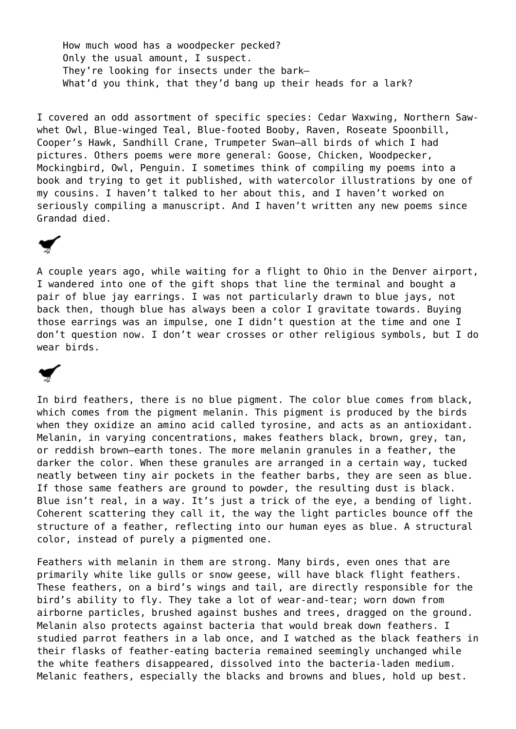How much wood has a woodpecker pecked?
Only the usual amount, I suspect.
They're looking for insects under the bark—
What'd you think, that they'd bang up their heads for a lark?

I covered an odd assortment of specific species: Cedar Waxwing, Northern Saw-whet Owl, Blue-winged Teal, Blue-footed Booby, Raven, Roseate Spoonbill, Cooper's Hawk, Sandhill Crane, Trumpeter Swan—all birds of which I had pictures. Others poems were more general: Goose, Chicken, Woodpecker, Mockingbird, Owl, Penguin. I sometimes think of compiling my poems into a book and trying to get it published, with watercolor illustrations by one of my cousins. I haven't talked to her about this, and I haven't worked on seriously compiling a manuscript. And I haven't written any new poems since Grandad died.

A couple years ago, while waiting for a flight to Ohio in the Denver airport, I wandered into one of the gift shops that line the terminal and bought a pair of blue jay earrings. I was not particularly drawn to blue jays, not back then, though blue has always been a color I gravitate towards. Buying those earrings was an impulse, one I didn't question at the time and one I don't question now. I don't wear crosses or other religious symbols, but I do wear birds.

In bird feathers, there is no blue pigment. The color blue comes from black, which comes from the pigment melanin. This pigment is produced by the birds when they oxidize an amino acid called tyrosine, and acts as an antioxidant. Melanin, in varying concentrations, makes feathers black, brown, grey, tan, or reddish brown—earth tones. The more melanin granules in a feather, the darker the color. When these granules are arranged in a certain way, tucked neatly between tiny air pockets in the feather barbs, they are seen as blue. If those same feathers are ground to powder, the resulting dust is black. Blue isn't real, in a way. It's just a trick of the eye, a bending of light. Coherent scattering they call it, the way the light particles bounce off the structure of a feather, reflecting into our human eyes as blue. A structural color, instead of purely a pigmented one.

Feathers with melanin in them are strong. Many birds, even ones that are primarily white like gulls or snow geese, will have black flight feathers. These feathers, on a bird's wings and tail, are directly responsible for the bird's ability to fly. They take a lot of wear-and-tear; worn down from airborne particles, brushed against bushes and trees, dragged on the ground. Melanin also protects against bacteria that would break down feathers. I studied parrot feathers in a lab once, and I watched as the black feathers in their flasks of feather-eating bacteria remained seemingly unchanged while the white feathers disappeared, dissolved into the bacteria-laden medium. Melanic feathers, especially the blacks and browns and blues, hold up best.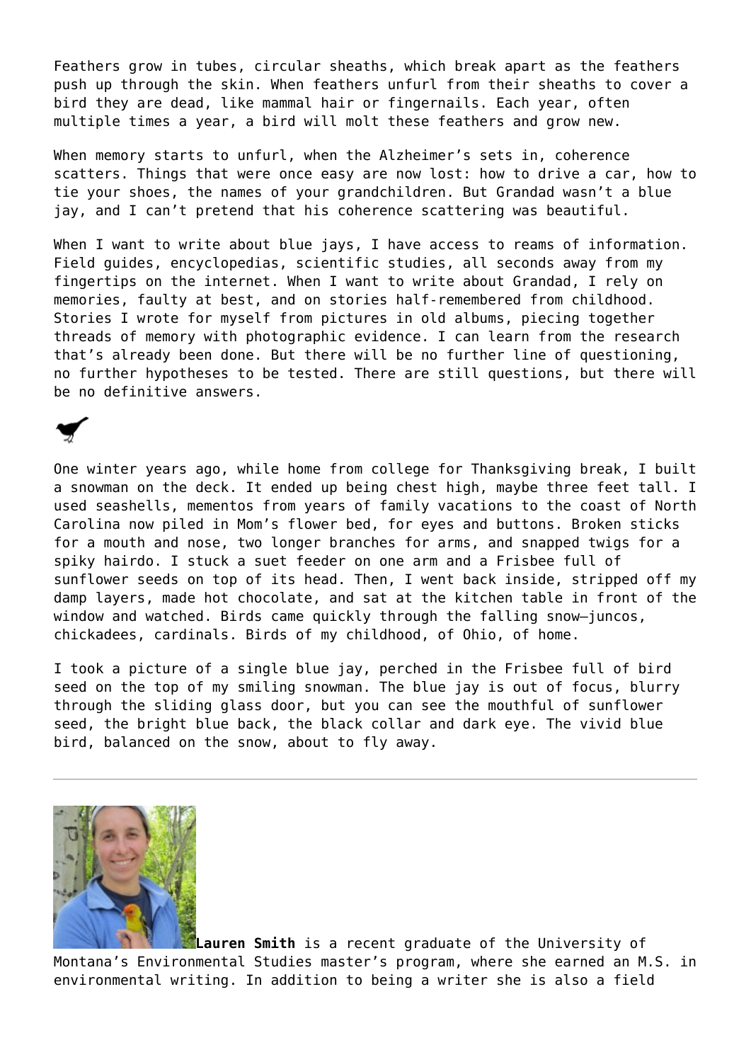Feathers grow in tubes, circular sheaths, which break apart as the feathers push up through the skin. When feathers unfurl from their sheaths to cover a bird they are dead, like mammal hair or fingernails. Each year, often multiple times a year, a bird will molt these feathers and grow new.

When memory starts to unfurl, when the Alzheimer's sets in, coherence scatters. Things that were once easy are now lost: how to drive a car, how to tie your shoes, the names of your grandchildren. But Grandad wasn't a blue jay, and I can't pretend that his coherence scattering was beautiful.

When I want to write about blue jays, I have access to reams of information. Field guides, encyclopedias, scientific studies, all seconds away from my fingertips on the internet. When I want to write about Grandad, I rely on memories, faulty at best, and on stories half-remembered from childhood. Stories I wrote for myself from pictures in old albums, piecing together threads of memory with photographic evidence. I can learn from the research that's already been done. But there will be no further line of questioning, no further hypotheses to be tested. There are still questions, but there will be no definitive answers.

One winter years ago, while home from college for Thanksgiving break, I built a snowman on the deck. It ended up being chest high, maybe three feet tall. I used seashells, mementos from years of family vacations to the coast of North Carolina now piled in Mom's flower bed, for eyes and buttons. Broken sticks for a mouth and nose, two longer branches for arms, and snapped twigs for a spiky hairdo. I stuck a suet feeder on one arm and a Frisbee full of sunflower seeds on top of its head. Then, I went back inside, stripped off my damp layers, made hot chocolate, and sat at the kitchen table in front of the window and watched. Birds came quickly through the falling snow—juncos, chickadees, cardinals. Birds of my childhood, of Ohio, of home.

I took a picture of a single blue jay, perched in the Frisbee full of bird seed on the top of my smiling snowman. The blue jay is out of focus, blurry through the sliding glass door, but you can see the mouthful of sunflower seed, the bright blue back, the black collar and dark eye. The vivid blue bird, balanced on the snow, about to fly away.

---

**Lauren Smith** is a recent graduate of the University of Montana's Environmental Studies master's program, where she earned an M.S. in environmental writing. In addition to being a writer she is also a field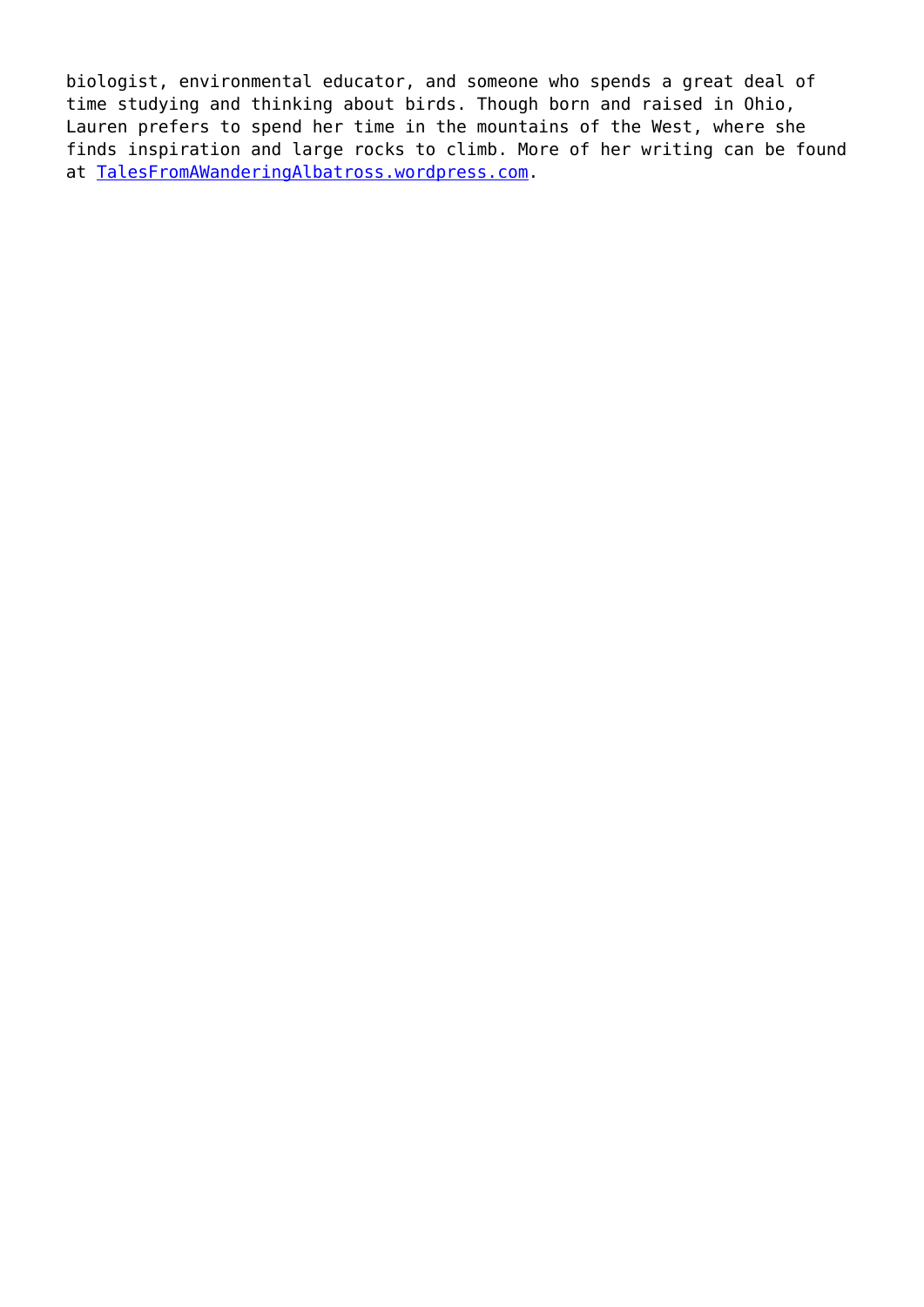biologist, environmental educator, and someone who spends a great deal of time studying and thinking about birds. Though born and raised in Ohio, Lauren prefers to spend her time in the mountains of the West, where she finds inspiration and large rocks to climb. More of her writing can be found at [TalesFromAWanderingAlbatross.wordpress.com](http://TalesFromAWanderingAlbatross.wordpress.com).